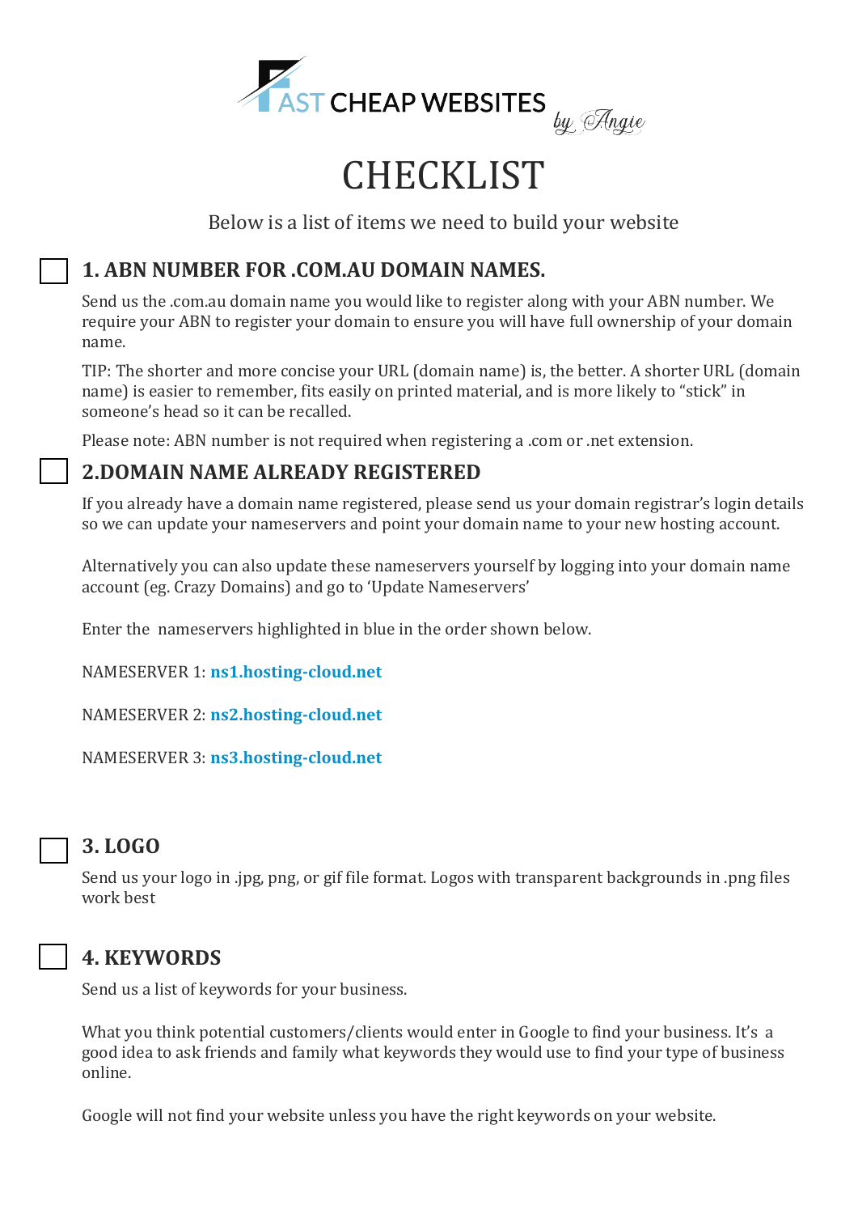FAST CHEAP WEBSITES *by Angie*

# CHECKLIST

Below is a list of items we need to build your website

## ☐ 1. ABN NUMBER FOR .COM.AU DOMAIN NAMES.

Send us the .com.au domain name you would like to register along with your ABN number. We require your ABN to register your domain to ensure you will have full ownership of your domain name.

TIP: The shorter and more concise your URL (domain name) is, the better. A shorter URL (domain name) is easier to remember, fits easily on printed material, and is more likely to "stick" in someone's head so it can be recalled.

Please note: ABN number is not required when registering a .com or .net extension.

## ☐ 2.DOMAIN NAME ALREADY REGISTERED

If you already have a domain name registered, please send us your domain registrar's login details so we can update your nameservers and point your domain name to your new hosting account.

Alternatively you can also update these nameservers yourself by logging into your domain name account (eg. Crazy Domains) and go to 'Update Nameservers'

Enter the nameservers highlighted in blue in the order shown below.

NAMESERVER 1: **ns1.hosting-cloud.net**

NAMESERVER 2: **ns2.hosting-cloud.net**

NAMESERVER 3: **ns3.hosting-cloud.net**

## ☐ 3. LOGO

Send us your logo in .jpg, png, or gif file format. Logos with transparent backgrounds in .png files work best

## ☐ 4. KEYWORDS

Send us a list of keywords for your business.

What you think potential customers/clients would enter in Google to find your business. It's a good idea to ask friends and family what keywords they would use to find your type of business online.

Google will not find your website unless you have the right keywords on your website.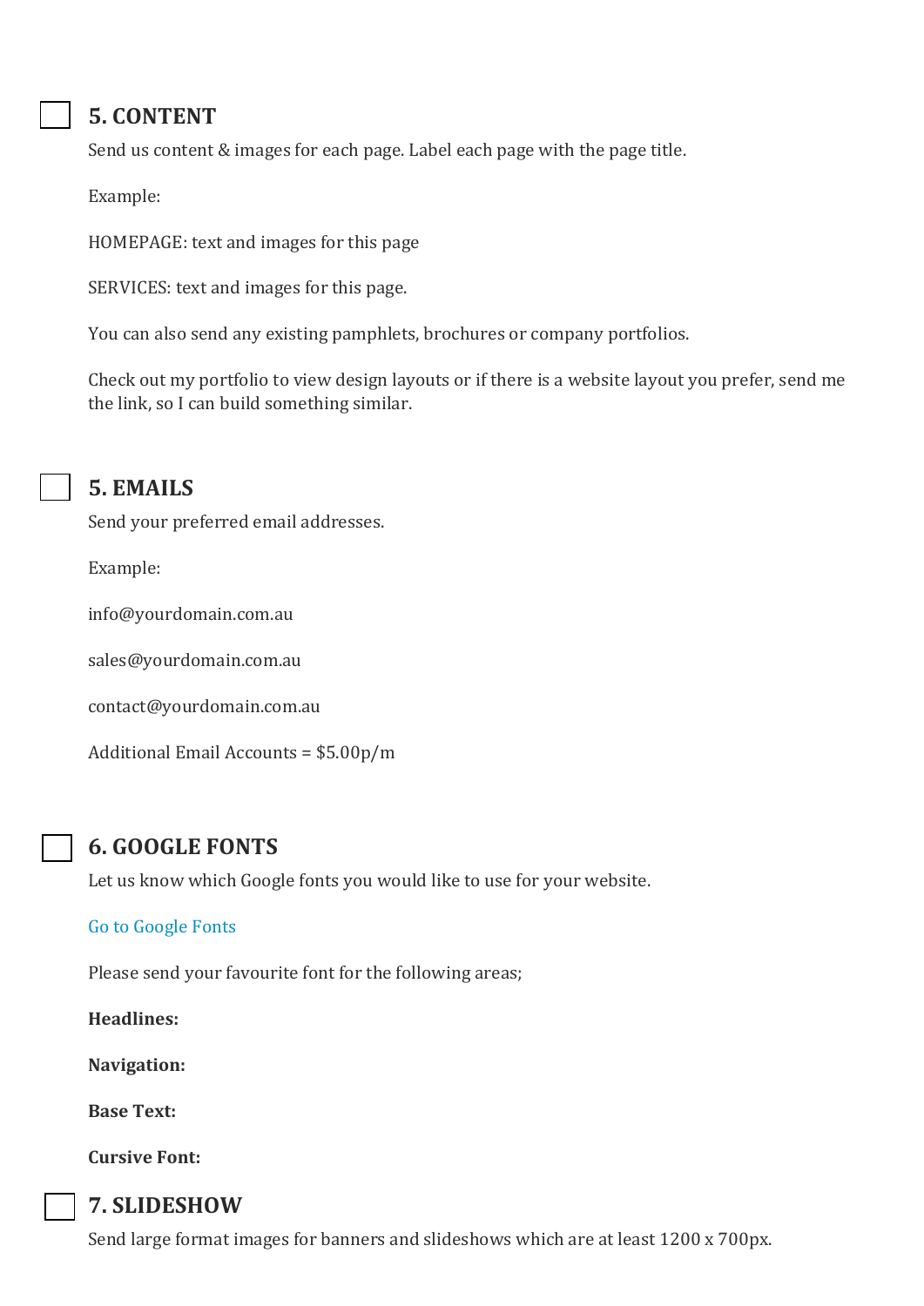## ☐ 5. CONTENT

Send us content & images for each page. Label each page with the page title.

Example:

HOMEPAGE: text and images for this page

SERVICES: text and images for this page.

You can also send any existing pamphlets, brochures or company portfolios.

Check out my portfolio to view design layouts or if there is a website layout you prefer, send me the link, so I can build something similar.

## ☐ 5. EMAILS

Send your preferred email addresses.

Example:

info@yourdomain.com.au

sales@yourdomain.com.au

contact@yourdomain.com.au

Additional Email Accounts = $5.00p/m

## ☐ 6. GOOGLE FONTS

Let us know which Google fonts you would like to use for your website.

Go to Google Fonts

Please send your favourite font for the following areas;

**Headlines:**

**Navigation:**

**Base Text:**

**Cursive Font:**

## ☐ 7. SLIDESHOW

Send large format images for banners and slideshows which are at least 1200 x 700px.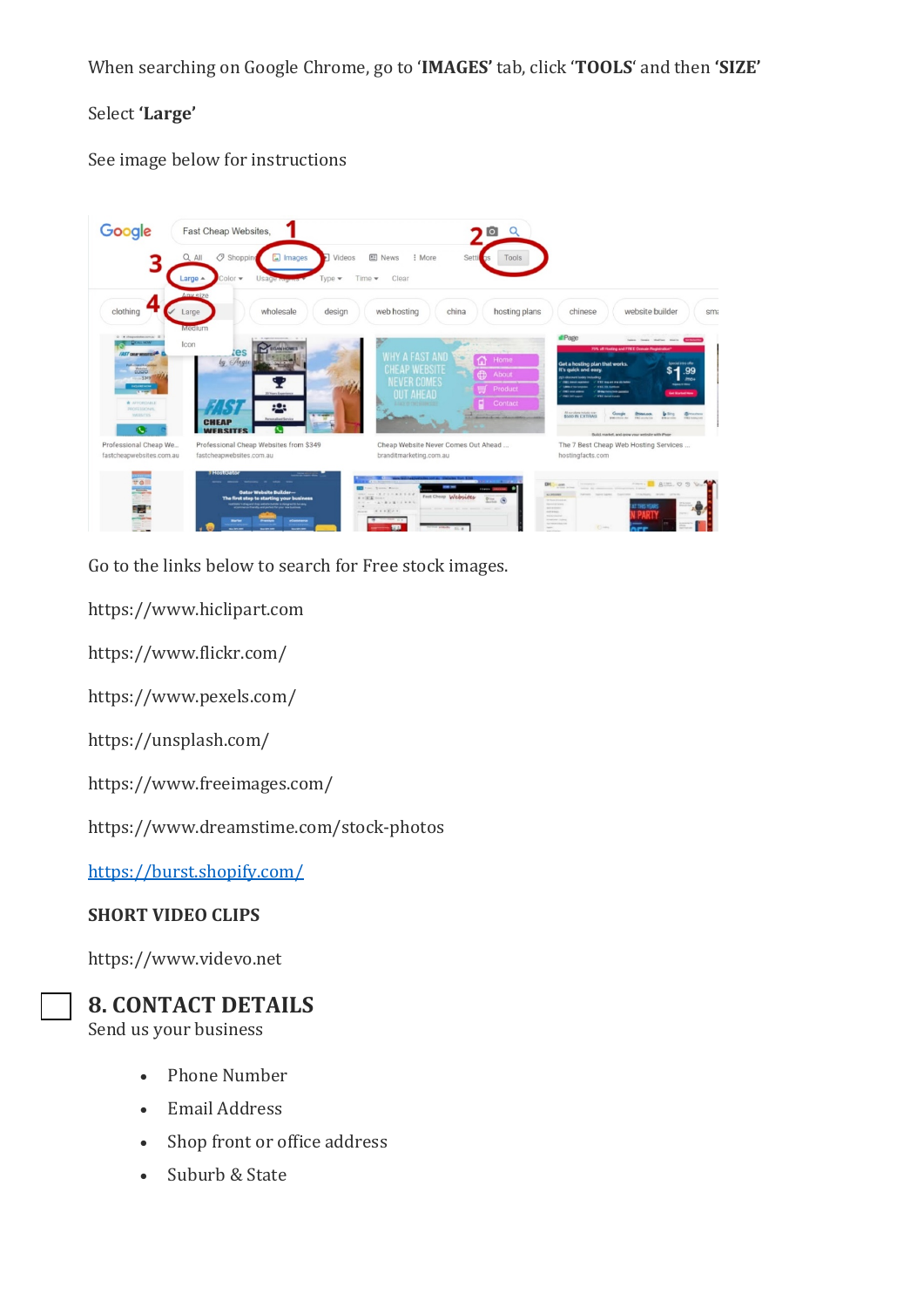When searching on Google Chrome, go to '**IMAGES**' tab, click '**TOOLS**' and then **'SIZE'**

Select **'Large'**

See image below for instructions

Go to the links below to search for Free stock images.

https://www.hiclipart.com

https://www.flickr.com/

https://www.pexels.com/

https://unsplash.com/

https://www.freeimages.com/

https://www.dreamstime.com/stock-photos

[https://burst.shopify.com/](https://burst.shopify.com/)

**SHORT VIDEO CLIPS**

https://www.videvo.net

## 8. CONTACT DETAILS

Send us your business

- Phone Number
- Email Address
- Shop front or office address
- Suburb & State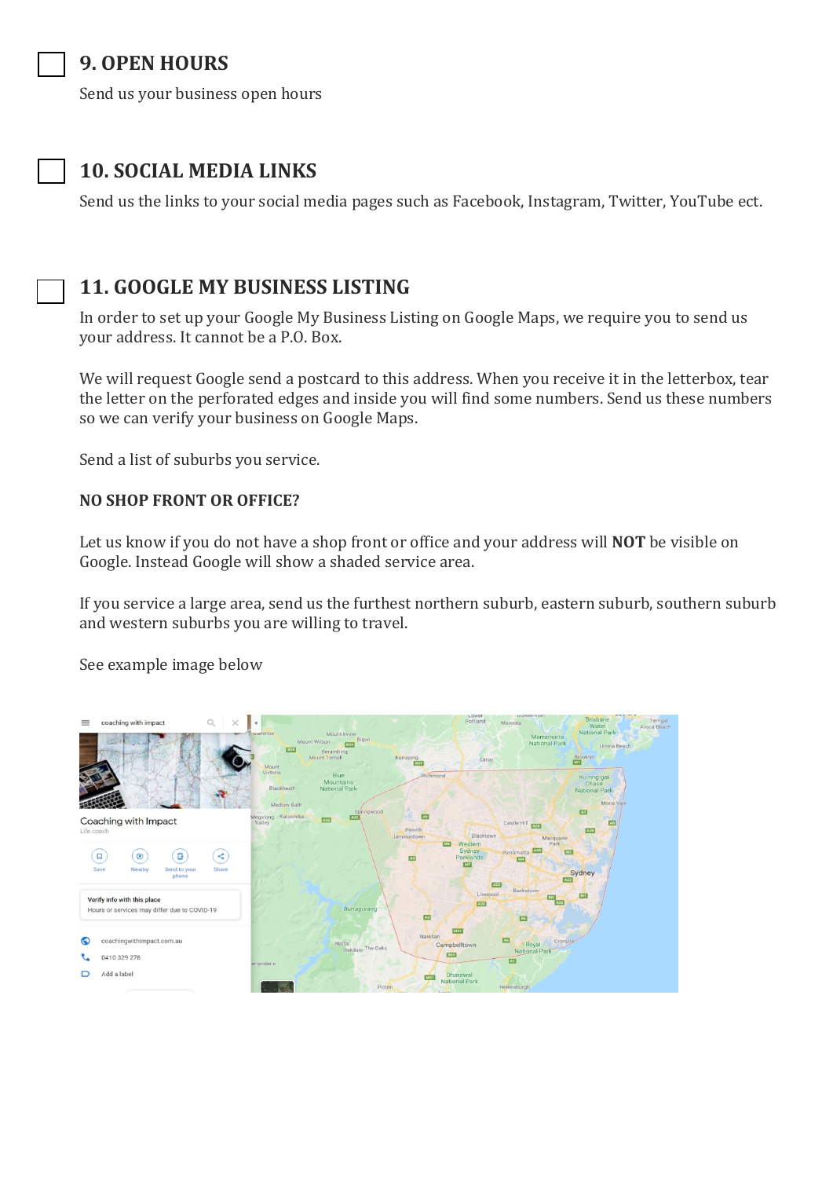## 9. OPEN HOURS

Send us your business open hours

## 10. SOCIAL MEDIA LINKS

Send us the links to your social media pages such as Facebook, Instagram, Twitter, YouTube ect.

## 11. GOOGLE MY BUSINESS LISTING

In order to set up your Google My Business Listing on Google Maps, we require you to send us your address. It cannot be a P.O. Box.

We will request Google send a postcard to this address. When you receive it in the letterbox, tear the letter on the perforated edges and inside you will find some numbers. Send us these numbers so we can verify your business on Google Maps.

Send a list of suburbs you service.

**NO SHOP FRONT OR OFFICE?**

Let us know if you do not have a shop front or office and your address will **NOT** be visible on Google. Instead Google will show a shaded service area.

If you service a large area, send us the furthest northern suburb, eastern suburb, southern suburb and western suburbs you are willing to travel.

See example image below